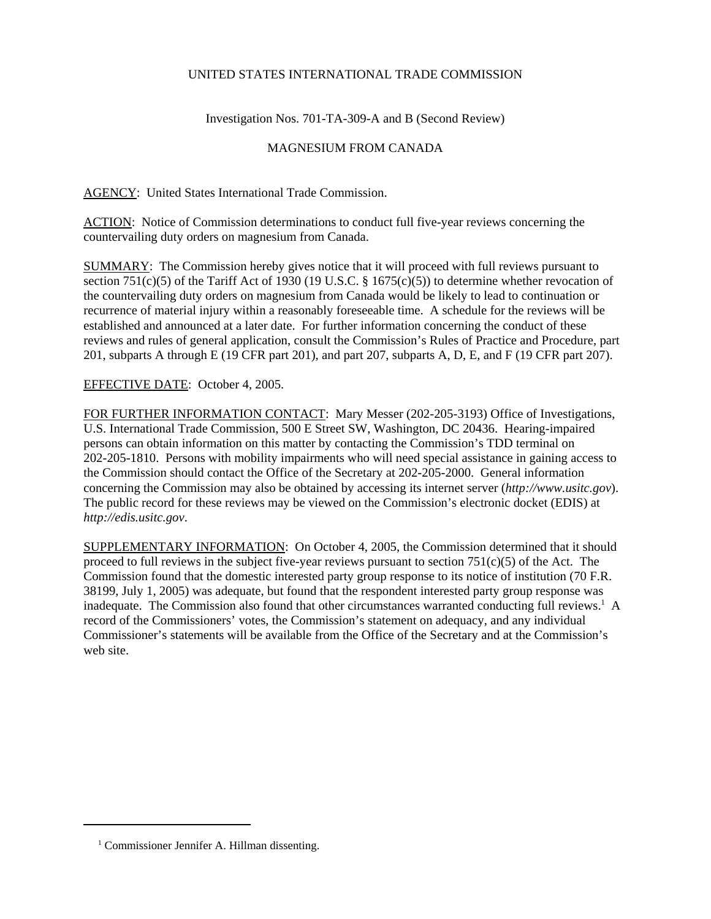UNITED STATES INTERNATIONAL TRADE COMMISSION

Investigation Nos. 701-TA-309-A and B (Second Review)

MAGNESIUM FROM CANADA

AGENCY: United States International Trade Commission.

ACTION: Notice of Commission determinations to conduct full five-year reviews concerning the countervailing duty orders on magnesium from Canada.

SUMMARY: The Commission hereby gives notice that it will proceed with full reviews pursuant to section 751(c)(5) of the Tariff Act of 1930 (19 U.S.C. § 1675(c)(5)) to determine whether revocation of the countervailing duty orders on magnesium from Canada would be likely to lead to continuation or recurrence of material injury within a reasonably foreseeable time. A schedule for the reviews will be established and announced at a later date. For further information concerning the conduct of these reviews and rules of general application, consult the Commission's Rules of Practice and Procedure, part 201, subparts A through E (19 CFR part 201), and part 207, subparts A, D, E, and F (19 CFR part 207).

EFFECTIVE DATE: October 4, 2005.

FOR FURTHER INFORMATION CONTACT: Mary Messer (202-205-3193) Office of Investigations, U.S. International Trade Commission, 500 E Street SW, Washington, DC 20436. Hearing-impaired persons can obtain information on this matter by contacting the Commission's TDD terminal on 202-205-1810. Persons with mobility impairments who will need special assistance in gaining access to the Commission should contact the Office of the Secretary at 202-205-2000. General information concerning the Commission may also be obtained by accessing its internet server (*http://www.usitc.gov*). The public record for these reviews may be viewed on the Commission's electronic docket (EDIS) at *http://edis.usitc.gov*.

SUPPLEMENTARY INFORMATION: On October 4, 2005, the Commission determined that it should proceed to full reviews in the subject five-year reviews pursuant to section 751(c)(5) of the Act. The Commission found that the domestic interested party group response to its notice of institution (70 F.R. 38199, July 1, 2005) was adequate, but found that the respondent interested party group response was inadequate. The Commission also found that other circumstances warranted conducting full reviews.[1] A record of the Commissioners' votes, the Commission's statement on adequacy, and any individual Commissioner's statements will be available from the Office of the Secretary and at the Commission's web site.

[1] Commissioner Jennifer A. Hillman dissenting.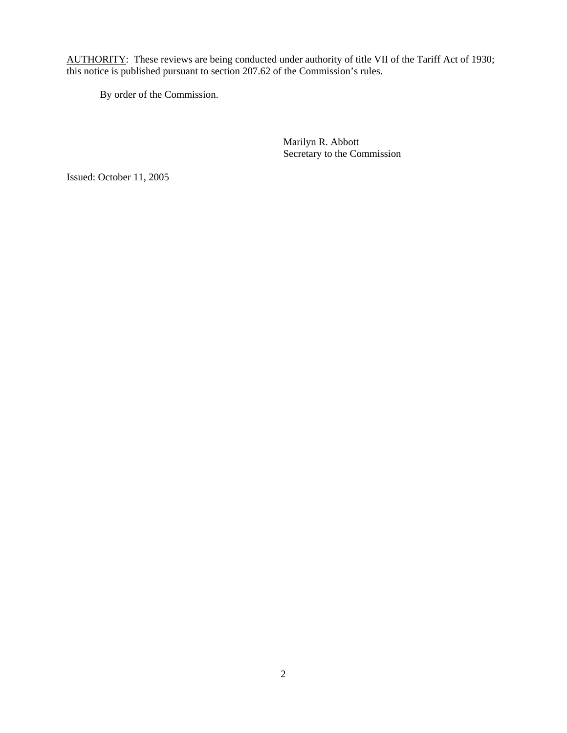<u>AUTHORITY</u>: These reviews are being conducted under authority of title VII of the Tariff Act of 1930; this notice is published pursuant to section 207.62 of the Commission's rules.

By order of the Commission.

Marilyn R. Abbott
Secretary to the Commission

Issued: October 11, 2005